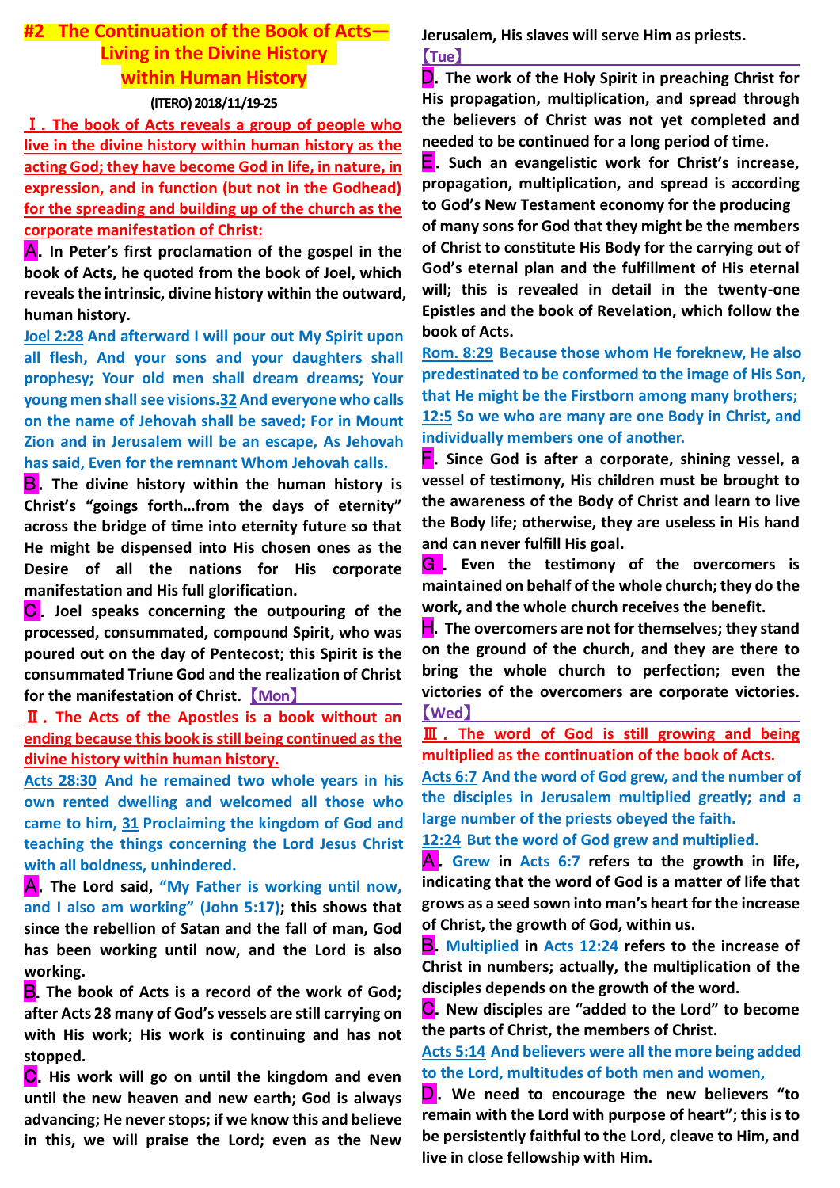# #2 The Continuation of the Book of Acts—Living in the Divine History within Human History

**(ITERO) 2018/11/19-25**

**Ⅰ. The book of Acts reveals a group of people who live in the divine history within human history as the acting God; they have become God in life, in nature, in expression, and in function (but not in the Godhead) for the spreading and building up of the church as the corporate manifestation of Christ:**

**A. In Peter's first proclamation of the gospel in the book of Acts, he quoted from the book of Joel, which reveals the intrinsic, divine history within the outward, human history.**

**Joel 2:28 And afterward I will pour out My Spirit upon all flesh, And your sons and your daughters shall prophesy; Your old men shall dream dreams; Your young men shall see visions. 32 And everyone who calls on the name of Jehovah shall be saved; For in Mount Zion and in Jerusalem will be an escape, As Jehovah has said, Even for the remnant Whom Jehovah calls.**

**B. The divine history within the human history is Christ's "goings forth…from the days of eternity" across the bridge of time into eternity future so that He might be dispensed into His chosen ones as the Desire of all the nations for His corporate manifestation and His full glorification.**

**C. Joel speaks concerning the outpouring of the processed, consummated, compound Spirit, who was poured out on the day of Pentecost; this Spirit is the consummated Triune God and the realization of Christ for the manifestation of Christ.** 【Mon】

**Ⅱ. The Acts of the Apostles is a book without an ending because this book is still being continued as the divine history within human history.**

**Acts 28:30 And he remained two whole years in his own rented dwelling and welcomed all those who came to him, 31 Proclaiming the kingdom of God and teaching the things concerning the Lord Jesus Christ with all boldness, unhindered.**

**A. The Lord said, "My Father is working until now, and I also am working" (John 5:17); this shows that since the rebellion of Satan and the fall of man, God has been working until now, and the Lord is also working.**

**B. The book of Acts is a record of the work of God; after Acts 28 many of God's vessels are still carrying on with His work; His work is continuing and has not stopped.**

**C. His work will go on until the kingdom and even until the new heaven and new earth; God is always advancing; He never stops; if we know this and believe in this, we will praise the Lord; even as the New Jerusalem, His slaves will serve Him as priests.** 【Tue】

**D. The work of the Holy Spirit in preaching Christ for His propagation, multiplication, and spread through the believers of Christ was not yet completed and needed to be continued for a long period of time.**

**E. Such an evangelistic work for Christ's increase, propagation, multiplication, and spread is according to God's New Testament economy for the producing of many sons for God that they might be the members of Christ to constitute His Body for the carrying out of God's eternal plan and the fulfillment of His eternal will; this is revealed in detail in the twenty-one Epistles and the book of Revelation, which follow the book of Acts.**

**Rom. 8:29 Because those whom He foreknew, He also predestinated to be conformed to the image of His Son, that He might be the Firstborn among many brothers; 12:5 So we who are many are one Body in Christ, and individually members one of another.**

**F. Since God is after a corporate, shining vessel, a vessel of testimony, His children must be brought to the awareness of the Body of Christ and learn to live the Body life; otherwise, they are useless in His hand and can never fulfill His goal.**

**G. Even the testimony of the overcomers is maintained on behalf of the whole church; they do the work, and the whole church receives the benefit.**

**H. The overcomers are not for themselves; they stand on the ground of the church, and they are there to bring the whole church to perfection; even the victories of the overcomers are corporate victories.** 【Wed】

**Ⅲ. The word of God is still growing and being multiplied as the continuation of the book of Acts.**

**Acts 6:7 And the word of God grew, and the number of the disciples in Jerusalem multiplied greatly; and a large number of the priests obeyed the faith.**
**12:24 But the word of God grew and multiplied.**

**A. Grew in Acts 6:7 refers to the growth in life, indicating that the word of God is a matter of life that grows as a seed sown into man's heart for the increase of Christ, the growth of God, within us.**

**B. Multiplied in Acts 12:24 refers to the increase of Christ in numbers; actually, the multiplication of the disciples depends on the growth of the word.**

**C. New disciples are "added to the Lord" to become the parts of Christ, the members of Christ.**

**Acts 5:14 And believers were all the more being added to the Lord, multitudes of both men and women,**

**D. We need to encourage the new believers "to remain with the Lord with purpose of heart"; this is to be persistently faithful to the Lord, cleave to Him, and live in close fellowship with Him.**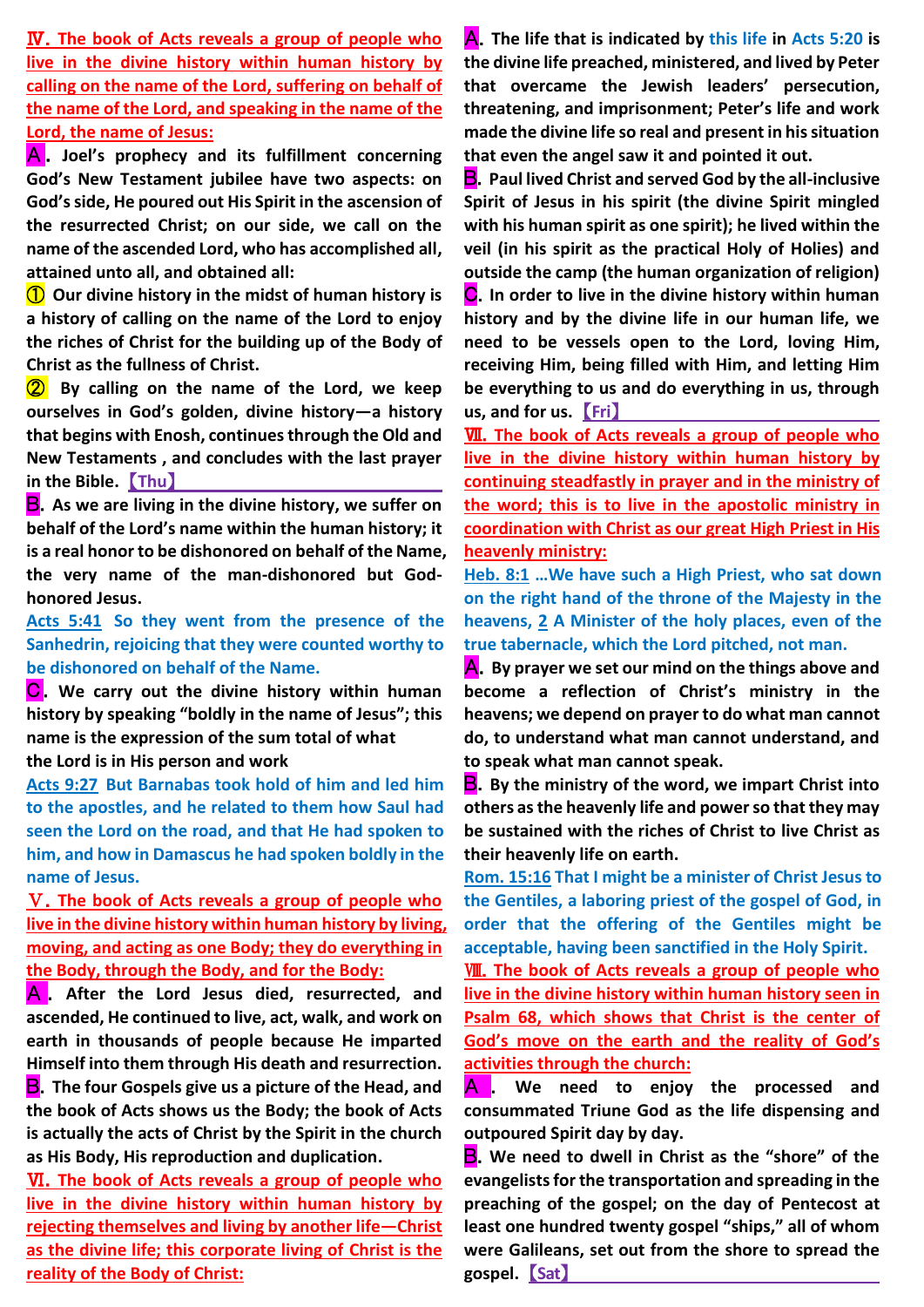**IV. The book of Acts reveals a group of people who live in the divine history within human history by calling on the name of the Lord, suffering on behalf of the name of the Lord, and speaking in the name of the Lord, the name of Jesus:**

**A. Joel's prophecy and its fulfillment concerning God's New Testament jubilee have two aspects: on God's side, He poured out His Spirit in the ascension of the resurrected Christ; on our side, we call on the name of the ascended Lord, who has accomplished all, attained unto all, and obtained all:**

**① Our divine history in the midst of human history is a history of calling on the name of the Lord to enjoy the riches of Christ for the building up of the Body of Christ as the fullness of Christ.**

**② By calling on the name of the Lord, we keep ourselves in God's golden, divine history—a history that begins with Enosh, continues through the Old and New Testaments , and concludes with the last prayer in the Bible.** 【Thu】

**B. As we are living in the divine history, we suffer on behalf of the Lord's name within the human history; it is a real honor to be dishonored on behalf of the Name, the very name of the man-dishonored but God-honored Jesus.**

**Acts 5:41 So they went from the presence of the Sanhedrin, rejoicing that they were counted worthy to be dishonored on behalf of the Name.**

**C. We carry out the divine history within human history by speaking "boldly in the name of Jesus"; this name is the expression of the sum total of what the Lord is in His person and work**

**Acts 9:27 But Barnabas took hold of him and led him to the apostles, and he related to them how Saul had seen the Lord on the road, and that He had spoken to him, and how in Damascus he had spoken boldly in the name of Jesus.**

**V. The book of Acts reveals a group of people who live in the divine history within human history by living, moving, and acting as one Body; they do everything in the Body, through the Body, and for the Body:**

**A. After the Lord Jesus died, resurrected, and ascended, He continued to live, act, walk, and work on earth in thousands of people because He imparted Himself into them through His death and resurrection.**

**B. The four Gospels give us a picture of the Head, and the book of Acts shows us the Body; the book of Acts is actually the acts of Christ by the Spirit in the church as His Body, His reproduction and duplication.**

**VI. The book of Acts reveals a group of people who live in the divine history within human history by rejecting themselves and living by another life—Christ as the divine life; this corporate living of Christ is the reality of the Body of Christ:**

**A. The life that is indicated by this life in Acts 5:20 is the divine life preached, ministered, and lived by Peter that overcame the Jewish leaders' persecution, threatening, and imprisonment; Peter's life and work made the divine life so real and present in his situation that even the angel saw it and pointed it out.**

**B. Paul lived Christ and served God by the all-inclusive Spirit of Jesus in his spirit (the divine Spirit mingled with his human spirit as one spirit); he lived within the veil (in his spirit as the practical Holy of Holies) and outside the camp (the human organization of religion)**

**C. In order to live in the divine history within human history and by the divine life in our human life, we need to be vessels open to the Lord, loving Him, receiving Him, being filled with Him, and letting Him be everything to us and do everything in us, through us, and for us.** 【Fri】

**VII. The book of Acts reveals a group of people who live in the divine history within human history by continuing steadfastly in prayer and in the ministry of the word; this is to live in the apostolic ministry in coordination with Christ as our great High Priest in His heavenly ministry:**

**Heb. 8:1 …We have such a High Priest, who sat down on the right hand of the throne of the Majesty in the heavens, 2 A Minister of the holy places, even of the true tabernacle, which the Lord pitched, not man.**

**A. By prayer we set our mind on the things above and become a reflection of Christ's ministry in the heavens; we depend on prayer to do what man cannot do, to understand what man cannot understand, and to speak what man cannot speak.**

**B. By the ministry of the word, we impart Christ into others as the heavenly life and power so that they may be sustained with the riches of Christ to live Christ as their heavenly life on earth.**

**Rom. 15:16 That I might be a minister of Christ Jesus to the Gentiles, a laboring priest of the gospel of God, in order that the offering of the Gentiles might be acceptable, having been sanctified in the Holy Spirit.**

**VIII. The book of Acts reveals a group of people who live in the divine history within human history seen in Psalm 68, which shows that Christ is the center of God's move on the earth and the reality of God's activities through the church:**

**A. We need to enjoy the processed and consummated Triune God as the life dispensing and outpoured Spirit day by day.**

**B. We need to dwell in Christ as the "shore" of the evangelists for the transportation and spreading in the preaching of the gospel; on the day of Pentecost at least one hundred twenty gospel "ships," all of whom were Galileans, set out from the shore to spread the gospel.** 【Sat】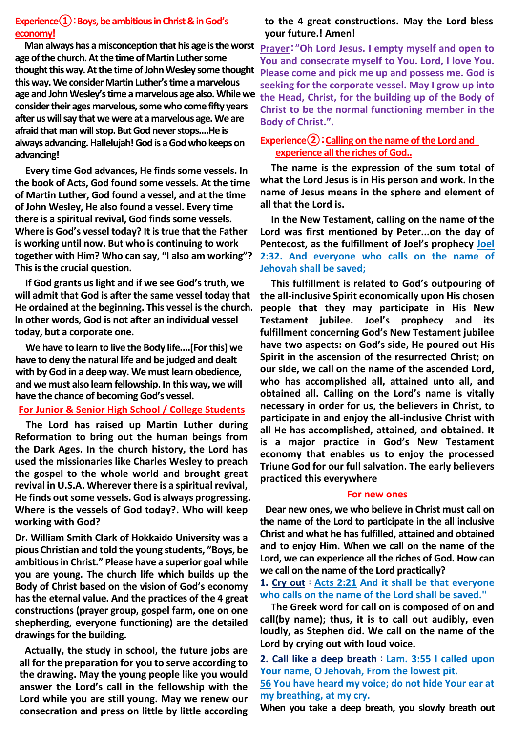## Experience①：Boys, be ambitious in Christ & in God's economy!

Man always has a misconception that his age is the worst age of the church. At the time of Martin Luther some thought this way. At the time of John Wesley some thought this way. We consider Martin Luther's time a marvelous age and John Wesley's time a marvelous age also. While we consider their ages marvelous, some who come fifty years after us will say that we were at a marvelous age. We are afraid that man will stop. But God never stops....He is always advancing. Hallelujah! God is a God who keeps on advancing!

Every time God advances, He finds some vessels. In the book of Acts, God found some vessels. At the time of Martin Luther, God found a vessel, and at the time of John Wesley, He also found a vessel. Every time there is a spiritual revival, God finds some vessels. Where is God's vessel today? It is true that the Father is working until now. But who is continuing to work together with Him? Who can say, "I also am working"? This is the crucial question.

If God grants us light and if we see God's truth, we will admit that God is after the same vessel today that He ordained at the beginning. This vessel is the church. In other words, God is not after an individual vessel today, but a corporate one.

We have to learn to live the Body life....[For this] we have to deny the natural life and be judged and dealt with by God in a deep way. We must learn obedience, and we must also learn fellowship. In this way, we will have the chance of becoming God's vessel.

### For Junior & Senior High School / College Students

The Lord has raised up Martin Luther during Reformation to bring out the human beings from the Dark Ages. In the church history, the Lord has used the missionaries like Charles Wesley to preach the gospel to the whole world and brought great revival in U.S.A. Wherever there is a spiritual revival, He finds out some vessels. God is always progressing. Where is the vessels of God today?. Who will keep working with God?

**Dr. William Smith Clark of Hokkaido University was a pious Christian and told the young students, "Boys, be ambitious in Christ." Please have a superior goal while you are young. The church life which builds up the Body of Christ based on the vision of God's economy has the eternal value. And the practices of the 4 great constructions (prayer group, gospel farm, one on one shepherding, everyone functioning) are the detailed drawings for the building.**

Actually, the study in school, the future jobs are all for the preparation for you to serve according to the drawing. May the young people like you would answer the Lord's call in the fellowship with the Lord while you are still young. May we renew our consecration and press on little by little according to the 4 great constructions. May the Lord bless your future.! Amen!

**Prayer："Oh Lord Jesus. I empty myself and open to You and consecrate myself to You. Lord, I love You. Please come and pick me up and possess me. God is seeking for the corporate vessel. May I grow up into the Head, Christ, for the building up of the Body of Christ to be the normal functioning member in the Body of Christ.".**

## Experience②：Calling on the name of the Lord and experience all the riches of God..

The name is the expression of the sum total of what the Lord Jesus is in His person and work. In the name of Jesus means in the sphere and element of all that the Lord is.

In the New Testament, calling on the name of the Lord was first mentioned by Peter...on the day of Pentecost, as the fulfillment of Joel's prophecy **Joel 2:32. And everyone who calls on the name of Jehovah shall be saved;**

This fulfillment is related to God's outpouring of the all-inclusive Spirit economically upon His chosen people that they may participate in His New Testament jubilee. Joel's prophecy and its fulfillment concerning God's New Testament jubilee have two aspects: on God's side, He poured out His Spirit in the ascension of the resurrected Christ; on our side, we call on the name of the ascended Lord, who has accomplished all, attained unto all, and obtained all. Calling on the Lord's name is vitally necessary in order for us, the believers in Christ, to participate in and enjoy the all-inclusive Christ with all He has accomplished, attained, and obtained. It is a major practice in God's New Testament economy that enables us to enjoy the processed Triune God for our full salvation. The early believers practiced this everywhere

### For new ones

Dear new ones, we who believe in Christ must call on the name of the Lord to participate in the all inclusive Christ and what he has fulfilled, attained and obtained and to enjoy Him. When we call on the name of the Lord, we can experience all the riches of God. How can we call on the name of the Lord practically?

**1. Cry out：Acts 2:21 And it shall be that everyone who calls on the name of the Lord shall be saved."**

The Greek word for call on is composed of on and call(by name); thus, it is to call out audibly, even loudly, as Stephen did. We call on the name of the Lord by crying out with loud voice.

**2. Call like a deep breath：Lam. 3:55 I called upon Your name, O Jehovah, From the lowest pit.**
**56 You have heard my voice; do not hide Your ear at my breathing, at my cry.**

When you take a deep breath, you slowly breath out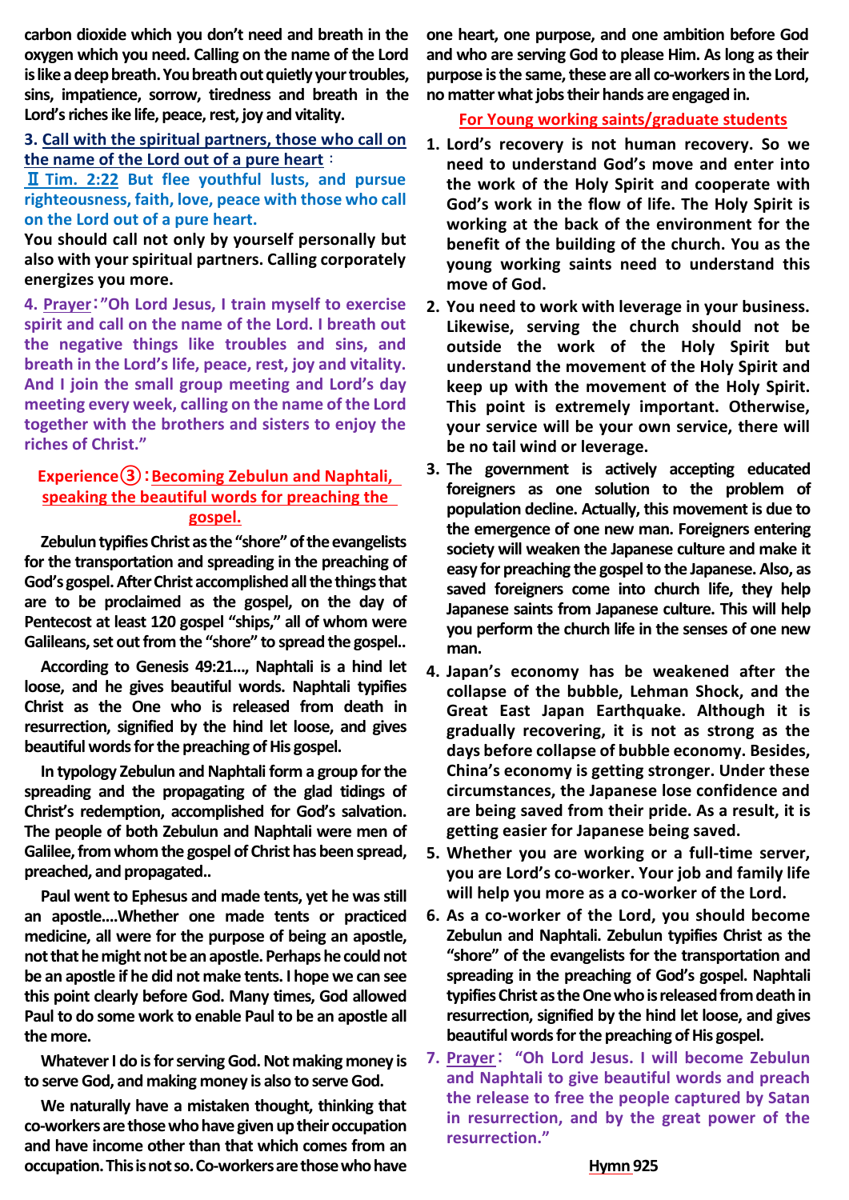**carbon dioxide which you don't need and breath in the oxygen which you need. Calling on the name of the Lord is like a deep breath. You breath out quietly your troubles, sins, impatience, sorrow, tiredness and breath in the Lord's riches ike life, peace, rest, joy and vitality.**

**3. Call with the spiritual partners, those who call on the name of the Lord out of a pure heart：**

**Ⅱ Tim. 2:22 But flee youthful lusts, and pursue righteousness, faith, love, peace with those who call on the Lord out of a pure heart.**

**You should call not only by yourself personally but also with your spiritual partners. Calling corporately energizes you more.**

**4. Prayer："Oh Lord Jesus, I train myself to exercise spirit and call on the name of the Lord. I breath out the negative things like troubles and sins, and breath in the Lord's life, peace, rest, joy and vitality. And I join the small group meeting and Lord's day meeting every week, calling on the name of the Lord together with the brothers and sisters to enjoy the riches of Christ."**

## Experience③：Becoming Zebulun and Naphtali, speaking the beautiful words for preaching the gospel.

**Zebulun typifies Christ as the "shore" of the evangelists for the transportation and spreading in the preaching of God's gospel. After Christ accomplished all the things that are to be proclaimed as the gospel, on the day of Pentecost at least 120 gospel "ships," all of whom were Galileans, set out from the "shore" to spread the gospel..**

**According to Genesis 49:21..., Naphtali is a hind let loose, and he gives beautiful words. Naphtali typifies Christ as the One who is released from death in resurrection, signified by the hind let loose, and gives beautiful words for the preaching of His gospel.**

**In typology Zebulun and Naphtali form a group for the spreading and the propagating of the glad tidings of Christ's redemption, accomplished for God's salvation. The people of both Zebulun and Naphtali were men of Galilee, from whom the gospel of Christ has been spread, preached, and propagated..**

**Paul went to Ephesus and made tents, yet he was still an apostle....Whether one made tents or practiced medicine, all were for the purpose of being an apostle, not that he might not be an apostle. Perhaps he could not be an apostle if he did not make tents. I hope we can see this point clearly before God. Many times, God allowed Paul to do some work to enable Paul to be an apostle all the more.**

**Whatever I do is for serving God. Not making money is to serve God, and making money is also to serve God.**

**We naturally have a mistaken thought, thinking that co-workers are those who have given up their occupation and have income other than that which comes from an occupation. This is not so. Co-workers are those who have one heart, one purpose, and one ambition before God and who are serving God to please Him. As long as their purpose is the same, these are all co-workers in the Lord, no matter what jobs their hands are engaged in.**

### For Young working saints/graduate students

1. **Lord's recovery is not human recovery. So we need to understand God's move and enter into the work of the Holy Spirit and cooperate with God's work in the flow of life. The Holy Spirit is working at the back of the environment for the benefit of the building of the church. You as the young working saints need to understand this move of God.**
2. **You need to work with leverage in your business. Likewise, serving the church should not be outside the work of the Holy Spirit but understand the movement of the Holy Spirit and keep up with the movement of the Holy Spirit. This point is extremely important. Otherwise, your service will be your own service, there will be no tail wind or leverage.**
3. **The government is actively accepting educated foreigners as one solution to the problem of population decline. Actually, this movement is due to the emergence of one new man. Foreigners entering society will weaken the Japanese culture and make it easy for preaching the gospel to the Japanese. Also, as saved foreigners come into church life, they help Japanese saints from Japanese culture. This will help you perform the church life in the senses of one new man.**
4. **Japan's economy has be weakened after the collapse of the bubble, Lehman Shock, and the Great East Japan Earthquake. Although it is gradually recovering, it is not as strong as the days before collapse of bubble economy. Besides, China's economy is getting stronger. Under these circumstances, the Japanese lose confidence and are being saved from their pride. As a result, it is getting easier for Japanese being saved.**
5. **Whether you are working or a full-time server, you are Lord's co-worker. Your job and family life will help you more as a co-worker of the Lord.**
6. **As a co-worker of the Lord, you should become Zebulun and Naphtali. Zebulun typifies Christ as the "shore" of the evangelists for the transportation and spreading in the preaching of God's gospel. Naphtali typifies Christ as the One who is released from death in resurrection, signified by the hind let loose, and gives beautiful words for the preaching of His gospel.**
7. **Prayer："Oh Lord Jesus. I will become Zebulun and Naphtali to give beautiful words and preach the release to free the people captured by Satan in resurrection, and by the great power of the resurrection."**

**Hymn 925**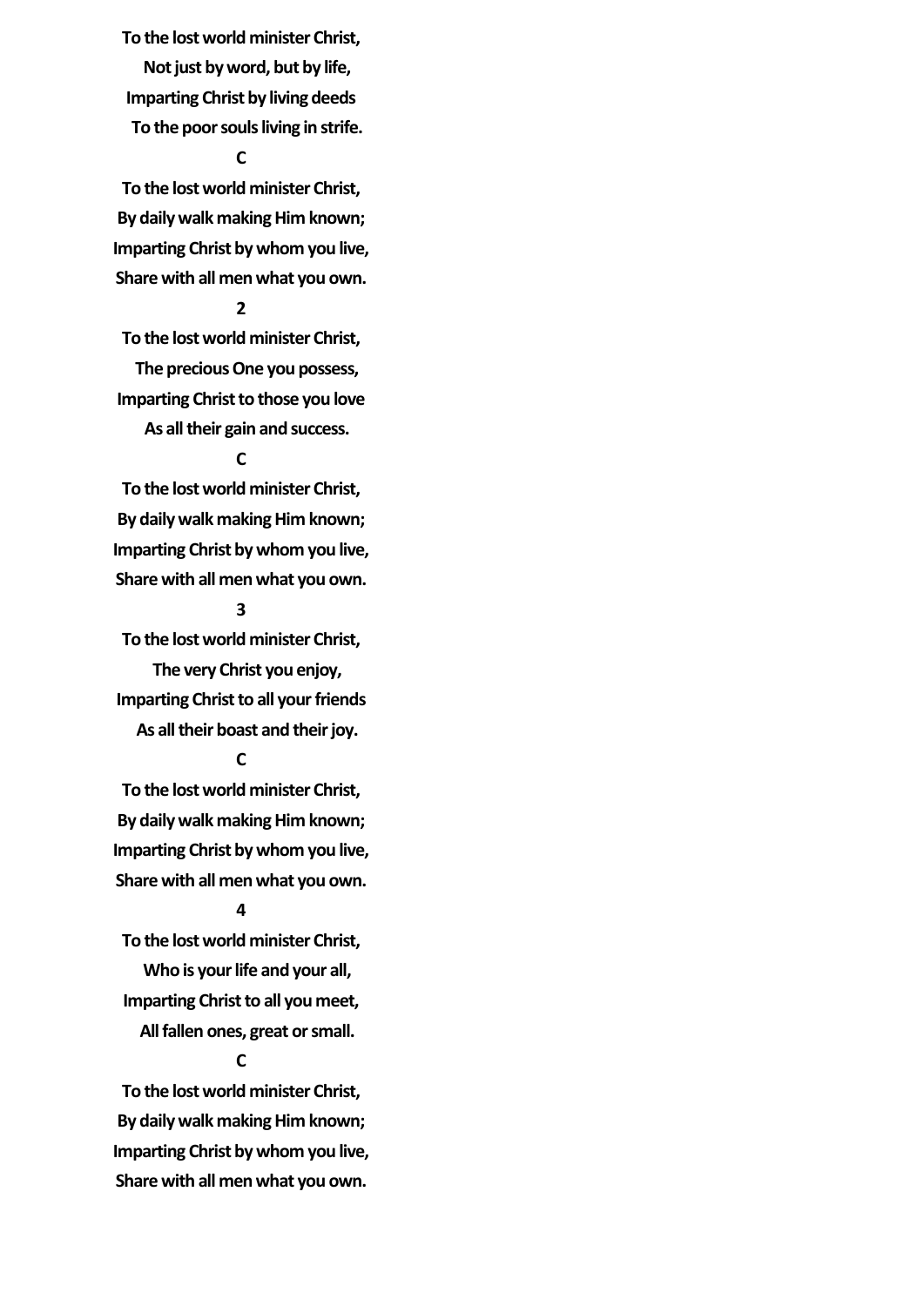**To the lost world minister Christ,**
**Not just by word, but by life,**
**Imparting Christ by living deeds**
**To the poor souls living in strife.**

**C**

**To the lost world minister Christ,**
**By daily walk making Him known;**
**Imparting Christ by whom you live,**
**Share with all men what you own.**

**2**

**To the lost world minister Christ,**
**The precious One you possess,**
**Imparting Christ to those you love**
**As all their gain and success.**

**C**

**To the lost world minister Christ,**
**By daily walk making Him known;**
**Imparting Christ by whom you live,**
**Share with all men what you own.**

**3**

**To the lost world minister Christ,**
**The very Christ you enjoy,**
**Imparting Christ to all your friends**
**As all their boast and their joy.**

**C**

**To the lost world minister Christ,**
**By daily walk making Him known;**
**Imparting Christ by whom you live,**
**Share with all men what you own.**

**4**

**To the lost world minister Christ,**
**Who is your life and your all,**
**Imparting Christ to all you meet,**
**All fallen ones, great or small.**

**C**

**To the lost world minister Christ,**
**By daily walk making Him known;**
**Imparting Christ by whom you live,**
**Share with all men what you own.**